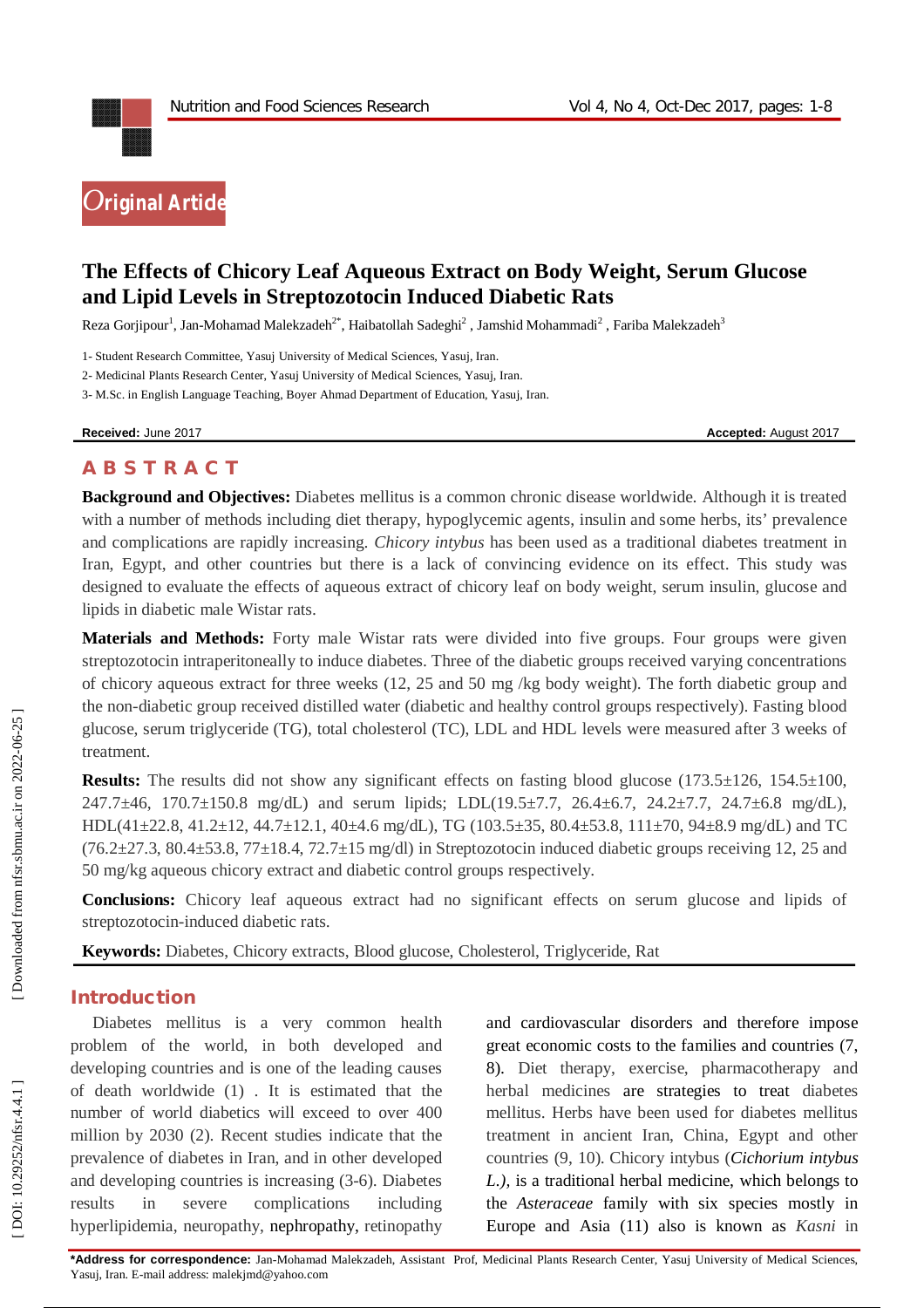Original Article

# The Effects of Chicory Leaf Aqueous Extract on Body Weight, Serum Glucose and Lipid Levels in Streptozotocin Induced Diabetic Rats

Reza Gorjipour[1], Jan-Mohamad Malekzadeh[2*], Haibatollah Sadeghi[2] , Jamshid Mohammadi[2] , Fariba Malekzadeh[3]

1- Student Research Committee, Yasuj University of Medical Sciences, Yasuj, Iran.

2- Medicinal Plants Research Center, Yasuj University of Medical Sciences, Yasuj, Iran.

3- M.Sc. in English Language Teaching, Boyer Ahmad Department of Education, Yasuj, Iran.

**Received:** June 2017 **Accepted:** August 2017

## ABSTRACT

**Background and Objectives:** Diabetes mellitus is a common chronic disease worldwide. Although it is treated with a number of methods including diet therapy, hypoglycemic agents, insulin and some herbs, its' prevalence and complications are rapidly increasing. *Chicory intybus* has been used as a traditional diabetes treatment in Iran, Egypt, and other countries but there is a lack of convincing evidence on its effect. This study was designed to evaluate the effects of aqueous extract of chicory leaf on body weight, serum insulin, glucose and lipids in diabetic male Wistar rats.

**Materials and Methods:** Forty male Wistar rats were divided into five groups. Four groups were given streptozotocin intraperitoneally to induce diabetes. Three of the diabetic groups received varying concentrations of chicory aqueous extract for three weeks (12, 25 and 50 mg /kg body weight). The forth diabetic group and the non-diabetic group received distilled water (diabetic and healthy control groups respectively). Fasting blood glucose, serum triglyceride (TG), total cholesterol (TC), LDL and HDL levels were measured after 3 weeks of treatment.

**Results:** The results did not show any significant effects on fasting blood glucose (173.5±126, 154.5±100, 247.7±46, 170.7±150.8 mg/dL) and serum lipids; LDL(19.5±7.7, 26.4±6.7, 24.2±7.7, 24.7±6.8 mg/dL), HDL(41±22.8, 41.2±12, 44.7±12.1, 40±4.6 mg/dL), TG (103.5±35, 80.4±53.8, 111±70, 94±8.9 mg/dL) and TC (76.2±27.3, 80.4±53.8, 77±18.4, 72.7±15 mg/dl) in Streptozotocin induced diabetic groups receiving 12, 25 and 50 mg/kg aqueous chicory extract and diabetic control groups respectively.

**Conclusions:** Chicory leaf aqueous extract had no significant effects on serum glucose and lipids of streptozotocin-induced diabetic rats.

**Keywords:** Diabetes, Chicory extracts, Blood glucose, Cholesterol, Triglyceride, Rat

## Introduction

Diabetes mellitus is a very common health problem of the world, in both developed and developing countries and is one of the leading causes of death worldwide (1) . It is estimated that the number of world diabetics will exceed to over 400 million by 2030 (2). Recent studies indicate that the prevalence of diabetes in Iran, and in other developed and developing countries is increasing (3-6). Diabetes results in severe complications including hyperlipidemia, neuropathy, nephropathy, retinopathy and cardiovascular disorders and therefore impose great economic costs to the families and countries (7, 8). Diet therapy, exercise, pharmacotherapy and herbal medicines are strategies to treat diabetes mellitus. Herbs have been used for diabetes mellitus treatment in ancient Iran, China, Egypt and other countries (9, 10). Chicory intybus (*Cichorium intybus L.),* is a traditional herbal medicine, which belongs to the *Asteraceae* family with six species mostly in Europe and Asia (11) also is known as *Kasni* in

**\*Address for correspondence:** Jan-Mohamad Malekzadeh, Assistant Prof, Medicinal Plants Research Center, Yasuj University of Medical Sciences, Yasuj, Iran. E-mail address: malekjmd@yahoo.com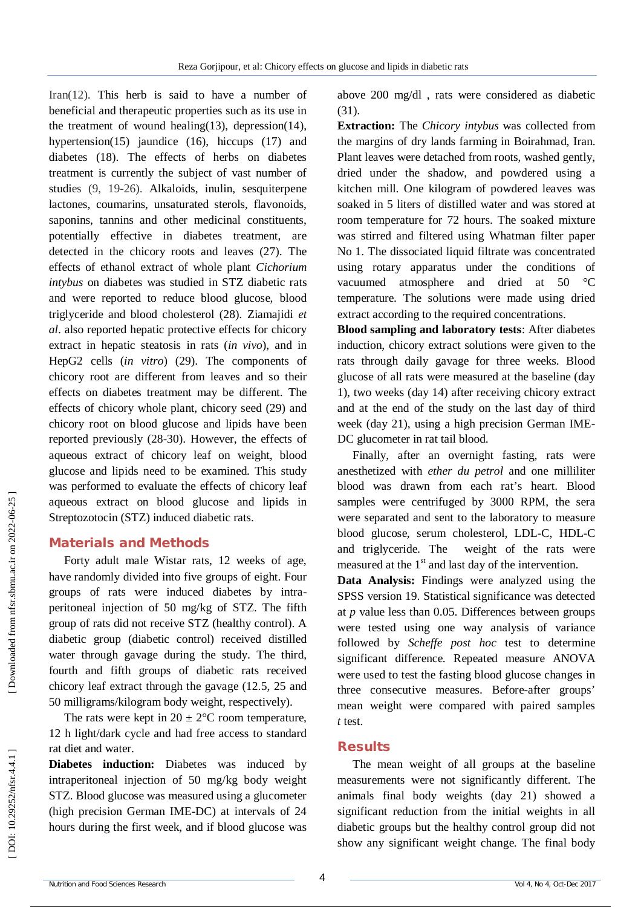Iran(12). This herb is said to have a number of beneficial and therapeutic properties such as its use in the treatment of wound healing(13), depression(14), hypertension(15) jaundice (16), hiccups (17) and diabetes (18). The effects of herbs on diabetes treatment is currently the subject of vast number of studies (9, 19-26). Alkaloids, inulin, sesquiterpene lactones, coumarins, unsaturated sterols, flavonoids, saponins, tannins and other medicinal constituents, potentially effective in diabetes treatment, are detected in the chicory roots and leaves (27). The effects of ethanol extract of whole plant *Cichorium intybus* on diabetes was studied in STZ diabetic rats and were reported to reduce blood glucose, blood triglyceride and blood cholesterol (28). Ziamajidi *et al*. also reported hepatic protective effects for chicory extract in hepatic steatosis in rats (*in vivo*), and in HepG2 cells (*in vitro*) (29). The components of chicory root are different from leaves and so their effects on diabetes treatment may be different. The effects of chicory whole plant, chicory seed (29) and chicory root on blood glucose and lipids have been reported previously (28-30). However, the effects of aqueous extract of chicory leaf on weight, blood glucose and lipids need to be examined. This study was performed to evaluate the effects of chicory leaf aqueous extract on blood glucose and lipids in Streptozotocin (STZ) induced diabetic rats.

## Materials and Methods

Forty adult male Wistar rats, 12 weeks of age, have randomly divided into five groups of eight. Four groups of rats were induced diabetes by intra-peritoneal injection of 50 mg/kg of STZ. The fifth group of rats did not receive STZ (healthy control). A diabetic group (diabetic control) received distilled water through gavage during the study. The third, fourth and fifth groups of diabetic rats received chicory leaf extract through the gavage (12.5, 25 and 50 milligrams/kilogram body weight, respectively).

The rats were kept in 20 ± 2°C room temperature, 12 h light/dark cycle and had free access to standard rat diet and water.

**Diabetes induction:** Diabetes was induced by intraperitoneal injection of 50 mg/kg body weight STZ. Blood glucose was measured using a glucometer (high precision German IME-DC) at intervals of 24 hours during the first week, and if blood glucose was above 200 mg/dl , rats were considered as diabetic (31).

**Extraction:** The *Chicory intybus* was collected from the margins of dry lands farming in Boirahmad, Iran. Plant leaves were detached from roots, washed gently, dried under the shadow, and powdered using a kitchen mill. One kilogram of powdered leaves was soaked in 5 liters of distilled water and was stored at room temperature for 72 hours. The soaked mixture was stirred and filtered using Whatman filter paper No 1. The dissociated liquid filtrate was concentrated using rotary apparatus under the conditions of vacuumed atmosphere and dried at 50 °C temperature. The solutions were made using dried extract according to the required concentrations.

**Blood sampling and laboratory tests**: After diabetes induction, chicory extract solutions were given to the rats through daily gavage for three weeks. Blood glucose of all rats were measured at the baseline (day 1), two weeks (day 14) after receiving chicory extract and at the end of the study on the last day of third week (day 21), using a high precision German IME-DC glucometer in rat tail blood.

Finally, after an overnight fasting, rats were anesthetized with *ether du petrol* and one milliliter blood was drawn from each rat's heart. Blood samples were centrifuged by 3000 RPM, the sera were separated and sent to the laboratory to measure blood glucose, serum cholesterol, LDL-C, HDL-C and triglyceride. The weight of the rats were measured at the 1st and last day of the intervention.

**Data Analysis:** Findings were analyzed using the SPSS version 19. Statistical significance was detected at *p* value less than 0.05. Differences between groups were tested using one way analysis of variance followed by *Scheffe post hoc* test to determine significant difference. Repeated measure ANOVA were used to test the fasting blood glucose changes in three consecutive measures. Before-after groups' mean weight were compared with paired samples *t* test.

## Results

The mean weight of all groups at the baseline measurements were not significantly different. The animals final body weights (day 21) showed a significant reduction from the initial weights in all diabetic groups but the healthy control group did not show any significant weight change. The final body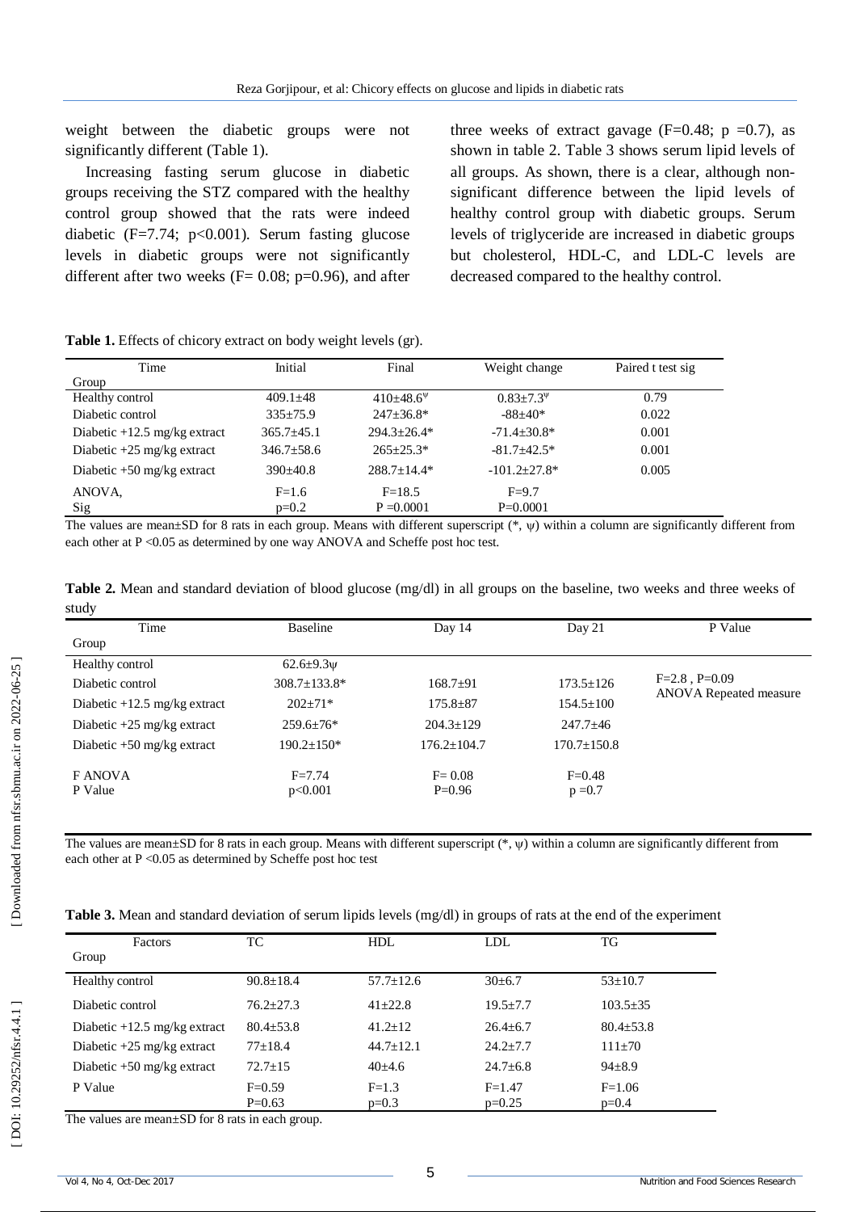weight between the diabetic groups were not significantly different (Table 1).

Increasing fasting serum glucose in diabetic groups receiving the STZ compared with the healthy control group showed that the rats were indeed diabetic (F=7.74; p<0.001). Serum fasting glucose levels in diabetic groups were not significantly different after two weeks (F= 0.08; p=0.96), and after three weeks of extract gavage (F=0.48; p =0.7), as shown in table 2. Table 3 shows serum lipid levels of all groups. As shown, there is a clear, although non-significant difference between the lipid levels of healthy control group with diabetic groups. Serum levels of triglyceride are increased in diabetic groups but cholesterol, HDL-C, and LDL-C levels are decreased compared to the healthy control.

**Table 1.** Effects of chicory extract on body weight levels (gr).

| Time / Group | Initial | Final | Weight change | Paired t test sig |
|---|---|---|---|---|
| Healthy control | 409.1±48 | 410±48.6ᴪ | 0.83±7.3ᴪ | 0.79 |
| Diabetic control | 335±75.9 | 247±36.8* | -88±40* | 0.022 |
| Diabetic +12.5 mg/kg extract | 365.7±45.1 | 294.3±26.4* | -71.4±30.8* | 0.001 |
| Diabetic +25 mg/kg extract | 346.7±58.6 | 265±25.3* | -81.7±42.5* | 0.001 |
| Diabetic +50 mg/kg extract | 390±40.8 | 288.7±14.4* | -101.2±27.8* | 0.005 |
| ANOVA, Sig | F=1.6 p=0.2 | F=18.5 P =0.0001 | F=9.7 P=0.0001 | |

The values are mean±SD for 8 rats in each group. Means with different superscript (*, ψ) within a column are significantly different from each other at P <0.05 as determined by one way ANOVA and Scheffe post hoc test.

**Table 2.** Mean and standard deviation of blood glucose (mg/dl) in all groups on the baseline, two weeks and three weeks of study

| Time / Group | Baseline | Day 14 | Day 21 | P Value |
|---|---|---|---|---|
| Healthy control | 62.6±9.3ψ | | | |
| Diabetic control | 308.7±133.8* | 168.7±91 | 173.5±126 | F=2.8 , P=0.09 ANOVA Repeated measure |
| Diabetic +12.5 mg/kg extract | 202±71* | 175.8±87 | 154.5±100 | |
| Diabetic +25 mg/kg extract | 259.6±76* | 204.3±129 | 247.7±46 | |
| Diabetic +50 mg/kg extract | 190.2±150* | 176.2±104.7 | 170.7±150.8 | |
| F ANOVA P Value | F=7.74 p<0.001 | F= 0.08 P=0.96 | F=0.48 p =0.7 | |

The values are mean±SD for 8 rats in each group. Means with different superscript (*, ψ) within a column are significantly different from each other at P <0.05 as determined by Scheffe post hoc test

**Table 3.** Mean and standard deviation of serum lipids levels (mg/dl) in groups of rats at the end of the experiment

| Factors / Group | TC | HDL | LDL | TG |
|---|---|---|---|---|
| Healthy control | 90.8±18.4 | 57.7±12.6 | 30±6.7 | 53±10.7 |
| Diabetic control | 76.2±27.3 | 41±22.8 | 19.5±7.7 | 103.5±35 |
| Diabetic +12.5 mg/kg extract | 80.4±53.8 | 41.2±12 | 26.4±6.7 | 80.4±53.8 |
| Diabetic +25 mg/kg extract | 77±18.4 | 44.7±12.1 | 24.2±7.7 | 111±70 |
| Diabetic +50 mg/kg extract | 72.7±15 | 40±4.6 | 24.7±6.8 | 94±8.9 |
| P Value | F=0.59 P=0.63 | F=1.3 p=0.3 | F=1.47 p=0.25 | F=1.06 p=0.4 |

The values are mean±SD for 8 rats in each group.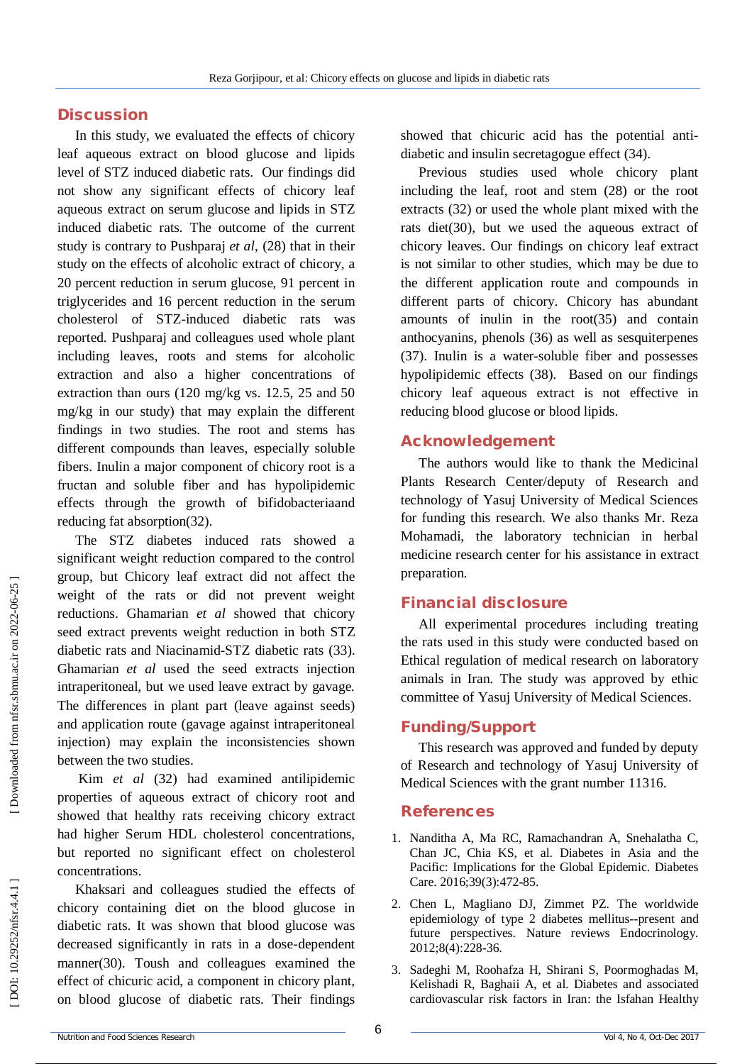## Discussion

In this study, we evaluated the effects of chicory leaf aqueous extract on blood glucose and lipids level of STZ induced diabetic rats. Our findings did not show any significant effects of chicory leaf aqueous extract on serum glucose and lipids in STZ induced diabetic rats. The outcome of the current study is contrary to Pushparaj *et al*, (28) that in their study on the effects of alcoholic extract of chicory, a 20 percent reduction in serum glucose, 91 percent in triglycerides and 16 percent reduction in the serum cholesterol of STZ-induced diabetic rats was reported. Pushparaj and colleagues used whole plant including leaves, roots and stems for alcoholic extraction and also a higher concentrations of extraction than ours (120 mg/kg vs. 12.5, 25 and 50 mg/kg in our study) that may explain the different findings in two studies. The root and stems has different compounds than leaves, especially soluble fibers. Inulin a major component of chicory root is a fructan and soluble fiber and has hypolipidemic effects through the growth of bifidobacteriaand reducing fat absorption(32).

The STZ diabetes induced rats showed a significant weight reduction compared to the control group, but Chicory leaf extract did not affect the weight of the rats or did not prevent weight reductions. Ghamarian *et al* showed that chicory seed extract prevents weight reduction in both STZ diabetic rats and Niacinamid-STZ diabetic rats (33). Ghamarian *et al* used the seed extracts injection intraperitoneal, but we used leave extract by gavage. The differences in plant part (leave against seeds) and application route (gavage against intraperitoneal injection) may explain the inconsistencies shown between the two studies.

Kim *et al* (32) had examined antilipidemic properties of aqueous extract of chicory root and showed that healthy rats receiving chicory extract had higher Serum HDL cholesterol concentrations, but reported no significant effect on cholesterol concentrations.

Khaksari and colleagues studied the effects of chicory containing diet on the blood glucose in diabetic rats. It was shown that blood glucose was decreased significantly in rats in a dose-dependent manner(30). Toush and colleagues examined the effect of chicuric acid, a component in chicory plant, on blood glucose of diabetic rats. Their findings showed that chicuric acid has the potential anti-diabetic and insulin secretagogue effect (34).

Previous studies used whole chicory plant including the leaf, root and stem (28) or the root extracts (32) or used the whole plant mixed with the rats diet(30), but we used the aqueous extract of chicory leaves. Our findings on chicory leaf extract is not similar to other studies, which may be due to the different application route and compounds in different parts of chicory. Chicory has abundant amounts of inulin in the root(35) and contain anthocyanins, phenols (36) as well as sesquiterpenes (37). Inulin is a water-soluble fiber and possesses hypolipidemic effects (38). Based on our findings chicory leaf aqueous extract is not effective in reducing blood glucose or blood lipids.

## Acknowledgement

The authors would like to thank the Medicinal Plants Research Center/deputy of Research and technology of Yasuj University of Medical Sciences for funding this research. We also thanks Mr. Reza Mohamadi, the laboratory technician in herbal medicine research center for his assistance in extract preparation.

## Financial disclosure

All experimental procedures including treating the rats used in this study were conducted based on Ethical regulation of medical research on laboratory animals in Iran. The study was approved by ethic committee of Yasuj University of Medical Sciences.

## Funding/Support

This research was approved and funded by deputy of Research and technology of Yasuj University of Medical Sciences with the grant number 11316.

## References

1. Nanditha A, Ma RC, Ramachandran A, Snehalatha C, Chan JC, Chia KS, et al. Diabetes in Asia and the Pacific: Implications for the Global Epidemic. Diabetes Care. 2016;39(3):472-85.
2. Chen L, Magliano DJ, Zimmet PZ. The worldwide epidemiology of type 2 diabetes mellitus--present and future perspectives. Nature reviews Endocrinology. 2012;8(4):228-36.
3. Sadeghi M, Roohafza H, Shirani S, Poormoghadas M, Kelishadi R, Baghaii A, et al. Diabetes and associated cardiovascular risk factors in Iran: the Isfahan Healthy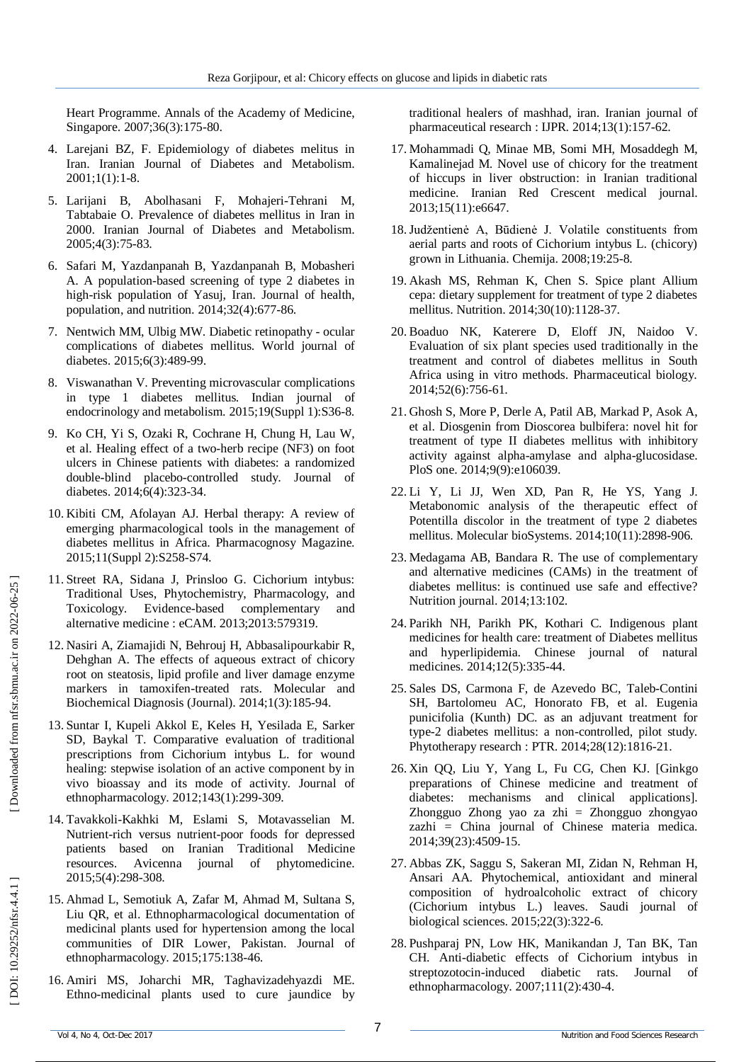Heart Programme. Annals of the Academy of Medicine, Singapore. 2007;36(3):175-80.

4. Larejani BZ, F. Epidemiology of diabetes melitus in Iran. Iranian Journal of Diabetes and Metabolism. 2001;1(1):1-8.

5. Larijani B, Abolhasani F, Mohajeri-Tehrani M, Tabtabaie O. Prevalence of diabetes mellitus in Iran in 2000. Iranian Journal of Diabetes and Metabolism. 2005;4(3):75-83.

6. Safari M, Yazdanpanah B, Yazdanpanah B, Mobasheri A. A population-based screening of type 2 diabetes in high-risk population of Yasuj, Iran. Journal of health, population, and nutrition. 2014;32(4):677-86.

7. Nentwich MM, Ulbig MW. Diabetic retinopathy - ocular complications of diabetes mellitus. World journal of diabetes. 2015;6(3):489-99.

8. Viswanathan V. Preventing microvascular complications in type 1 diabetes mellitus. Indian journal of endocrinology and metabolism. 2015;19(Suppl 1):S36-8.

9. Ko CH, Yi S, Ozaki R, Cochrane H, Chung H, Lau W, et al. Healing effect of a two-herb recipe (NF3) on foot ulcers in Chinese patients with diabetes: a randomized double-blind placebo-controlled study. Journal of diabetes. 2014;6(4):323-34.

10. Kibiti CM, Afolayan AJ. Herbal therapy: A review of emerging pharmacological tools in the management of diabetes mellitus in Africa. Pharmacognosy Magazine. 2015;11(Suppl 2):S258-S74.

11. Street RA, Sidana J, Prinsloo G. Cichorium intybus: Traditional Uses, Phytochemistry, Pharmacology, and Toxicology. Evidence-based complementary and alternative medicine : eCAM. 2013;2013:579319.

12. Nasiri A, Ziamajidi N, Behrouj H, Abbasalipourkabir R, Dehghan A. The effects of aqueous extract of chicory root on steatosis, lipid profile and liver damage enzyme markers in tamoxifen-treated rats. Molecular and Biochemical Diagnosis (Journal). 2014;1(3):185-94.

13. Suntar I, Kupeli Akkol E, Keles H, Yesilada E, Sarker SD, Baykal T. Comparative evaluation of traditional prescriptions from Cichorium intybus L. for wound healing: stepwise isolation of an active component by in vivo bioassay and its mode of activity. Journal of ethnopharmacology. 2012;143(1):299-309.

14. Tavakkoli-Kakhki M, Eslami S, Motavasselian M. Nutrient-rich versus nutrient-poor foods for depressed patients based on Iranian Traditional Medicine resources. Avicenna journal of phytomedicine. 2015;5(4):298-308.

15. Ahmad L, Semotiuk A, Zafar M, Ahmad M, Sultana S, Liu QR, et al. Ethnopharmacological documentation of medicinal plants used for hypertension among the local communities of DIR Lower, Pakistan. Journal of ethnopharmacology. 2015;175:138-46.

16. Amiri MS, Joharchi MR, Taghavizadehyazdi ME. Ethno-medicinal plants used to cure jaundice by traditional healers of mashhad, iran. Iranian journal of pharmaceutical research : IJPR. 2014;13(1):157-62.

17. Mohammadi Q, Minae MB, Somi MH, Mosaddegh M, Kamalinejad M. Novel use of chicory for the treatment of hiccups in liver obstruction: in Iranian traditional medicine. Iranian Red Crescent medical journal. 2013;15(11):e6647.

18. Judžentienė A, Būdienė J. Volatile constituents from aerial parts and roots of Cichorium intybus L. (chicory) grown in Lithuania. Chemija. 2008;19:25-8.

19. Akash MS, Rehman K, Chen S. Spice plant Allium cepa: dietary supplement for treatment of type 2 diabetes mellitus. Nutrition. 2014;30(10):1128-37.

20. Boaduo NK, Katerere D, Eloff JN, Naidoo V. Evaluation of six plant species used traditionally in the treatment and control of diabetes mellitus in South Africa using in vitro methods. Pharmaceutical biology. 2014;52(6):756-61.

21. Ghosh S, More P, Derle A, Patil AB, Markad P, Asok A, et al. Diosgenin from Dioscorea bulbifera: novel hit for treatment of type II diabetes mellitus with inhibitory activity against alpha-amylase and alpha-glucosidase. PloS one. 2014;9(9):e106039.

22. Li Y, Li JJ, Wen XD, Pan R, He YS, Yang J. Metabonomic analysis of the therapeutic effect of Potentilla discolor in the treatment of type 2 diabetes mellitus. Molecular bioSystems. 2014;10(11):2898-906.

23. Medagama AB, Bandara R. The use of complementary and alternative medicines (CAMs) in the treatment of diabetes mellitus: is continued use safe and effective? Nutrition journal. 2014;13:102.

24. Parikh NH, Parikh PK, Kothari C. Indigenous plant medicines for health care: treatment of Diabetes mellitus and hyperlipidemia. Chinese journal of natural medicines. 2014;12(5):335-44.

25. Sales DS, Carmona F, de Azevedo BC, Taleb-Contini SH, Bartolomeu AC, Honorato FB, et al. Eugenia punicifolia (Kunth) DC. as an adjuvant treatment for type-2 diabetes mellitus: a non-controlled, pilot study. Phytotherapy research : PTR. 2014;28(12):1816-21.

26. Xin QQ, Liu Y, Yang L, Fu CG, Chen KJ. [Ginkgo preparations of Chinese medicine and treatment of diabetes: mechanisms and clinical applications]. Zhongguo Zhong yao za zhi = Zhongguo zhongyao zazhi = China journal of Chinese materia medica. 2014;39(23):4509-15.

27. Abbas ZK, Saggu S, Sakeran MI, Zidan N, Rehman H, Ansari AA. Phytochemical, antioxidant and mineral composition of hydroalcoholic extract of chicory (Cichorium intybus L.) leaves. Saudi journal of biological sciences. 2015;22(3):322-6.

28. Pushparaj PN, Low HK, Manikandan J, Tan BK, Tan CH. Anti-diabetic effects of Cichorium intybus in streptozotocin-induced diabetic rats. Journal of ethnopharmacology. 2007;111(2):430-4.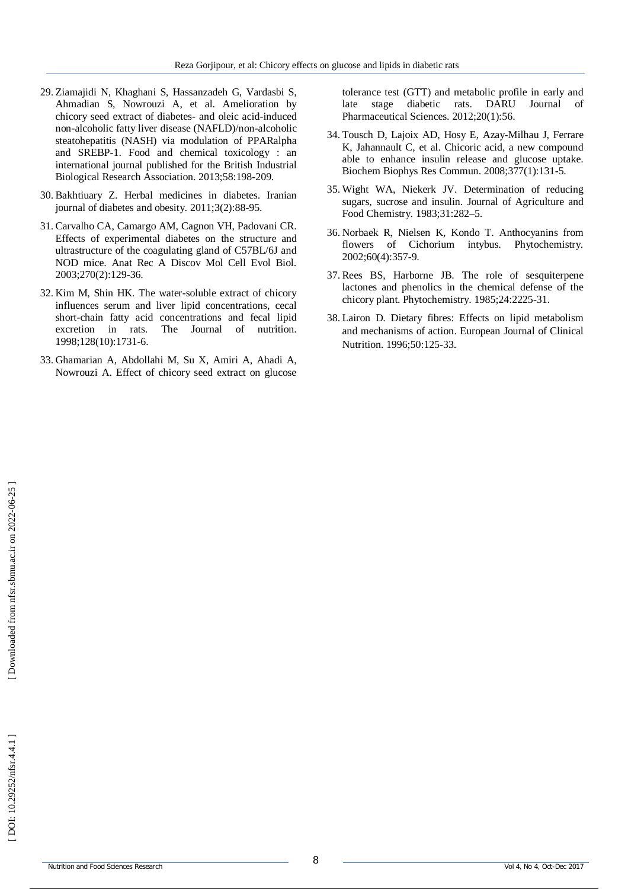29. Ziamajidi N, Khaghani S, Hassanzadeh G, Vardasbi S, Ahmadian S, Nowrouzi A, et al. Amelioration by chicory seed extract of diabetes- and oleic acid-induced non-alcoholic fatty liver disease (NAFLD)/non-alcoholic steatohepatitis (NASH) via modulation of PPARalpha and SREBP-1. Food and chemical toxicology : an international journal published for the British Industrial Biological Research Association. 2013;58:198-209.
30. Bakhtiuary Z. Herbal medicines in diabetes. Iranian journal of diabetes and obesity. 2011;3(2):88-95.
31. Carvalho CA, Camargo AM, Cagnon VH, Padovani CR. Effects of experimental diabetes on the structure and ultrastructure of the coagulating gland of C57BL/6J and NOD mice. Anat Rec A Discov Mol Cell Evol Biol. 2003;270(2):129-36.
32. Kim M, Shin HK. The water-soluble extract of chicory influences serum and liver lipid concentrations, cecal short-chain fatty acid concentrations and fecal lipid excretion in rats. The Journal of nutrition. 1998;128(10):1731-6.
33. Ghamarian A, Abdollahi M, Su X, Amiri A, Ahadi A, Nowrouzi A. Effect of chicory seed extract on glucose tolerance test (GTT) and metabolic profile in early and late stage diabetic rats. DARU Journal of Pharmaceutical Sciences. 2012;20(1):56.
34. Tousch D, Lajoix AD, Hosy E, Azay-Milhau J, Ferrare K, Jahannault C, et al. Chicoric acid, a new compound able to enhance insulin release and glucose uptake. Biochem Biophys Res Commun. 2008;377(1):131-5.
35. Wight WA, Niekerk JV. Determination of reducing sugars, sucrose and insulin. Journal of Agriculture and Food Chemistry. 1983;31:282–5.
36. Norbaek R, Nielsen K, Kondo T. Anthocyanins from flowers of Cichorium intybus. Phytochemistry. 2002;60(4):357-9.
37. Rees BS, Harborne JB. The role of sesquiterpene lactones and phenolics in the chemical defense of the chicory plant. Phytochemistry. 1985;24:2225-31.
38. Lairon D. Dietary fibres: Effects on lipid metabolism and mechanisms of action. European Journal of Clinical Nutrition. 1996;50:125-33.